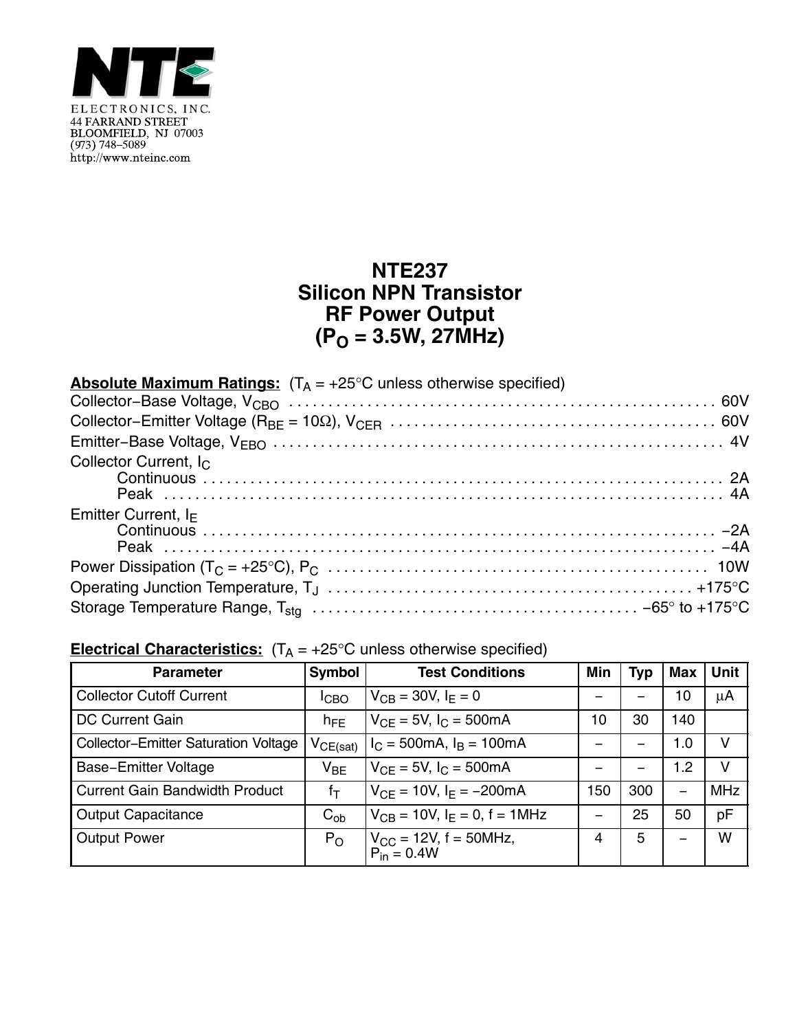NTE

ELECTRONICS, INC.
44 FARRAND STREET
BLOOMFIELD, NJ 07003
(973) 748–5089
http://www.nteinc.com

# NTE237
# Silicon NPN Transistor
# RF Power Output
# ($P_O$ = 3.5W, 27MHz)

**Absolute Maximum Ratings:** ($T_A$ = +25°C unless otherwise specified)

Collector–Base Voltage, $V_{CBO}$ .......... 60V
Collector–Emitter Voltage ($R_{BE}$ = 10Ω), $V_{CER}$ .......... 60V
Emitter–Base Voltage, $V_{EBO}$ .......... 4V
Collector Current, $I_C$
  Continuous .......... 2A
  Peak .......... 4A
Emitter Current, $I_E$
  Continuous .......... –2A
  Peak .......... –4A
Power Dissipation ($T_C$ = +25°C), $P_C$ .......... 10W
Operating Junction Temperature, $T_J$ .......... +175°C
Storage Temperature Range, $T_{stg}$ .......... –65° to +175°C

**Electrical Characteristics:** ($T_A$ = +25°C unless otherwise specified)

| Parameter | Symbol | Test Conditions | Min | Typ | Max | Unit |
|---|---|---|---|---|---|---|
| Collector Cutoff Current | $I_{CBO}$ | $V_{CB}$ = 30V, $I_E$ = 0 | – | – | 10 | µA |
| DC Current Gain | $h_{FE}$ | $V_{CE}$ = 5V, $I_C$ = 500mA | 10 | 30 | 140 | |
| Collector–Emitter Saturation Voltage | $V_{CE(sat)}$ | $I_C$ = 500mA, $I_B$ = 100mA | – | – | 1.0 | V |
| Base–Emitter Voltage | $V_{BE}$ | $V_{CE}$ = 5V, $I_C$ = 500mA | – | – | 1.2 | V |
| Current Gain Bandwidth Product | $f_T$ | $V_{CE}$ = 10V, $I_E$ = –200mA | 150 | 300 | – | MHz |
| Output Capacitance | $C_{ob}$ | $V_{CB}$ = 10V, $I_E$ = 0, f = 1MHz | – | 25 | 50 | pF |
| Output Power | $P_O$ | $V_{CC}$ = 12V, f = 50MHz, $P_{in}$ = 0.4W | 4 | 5 | – | W |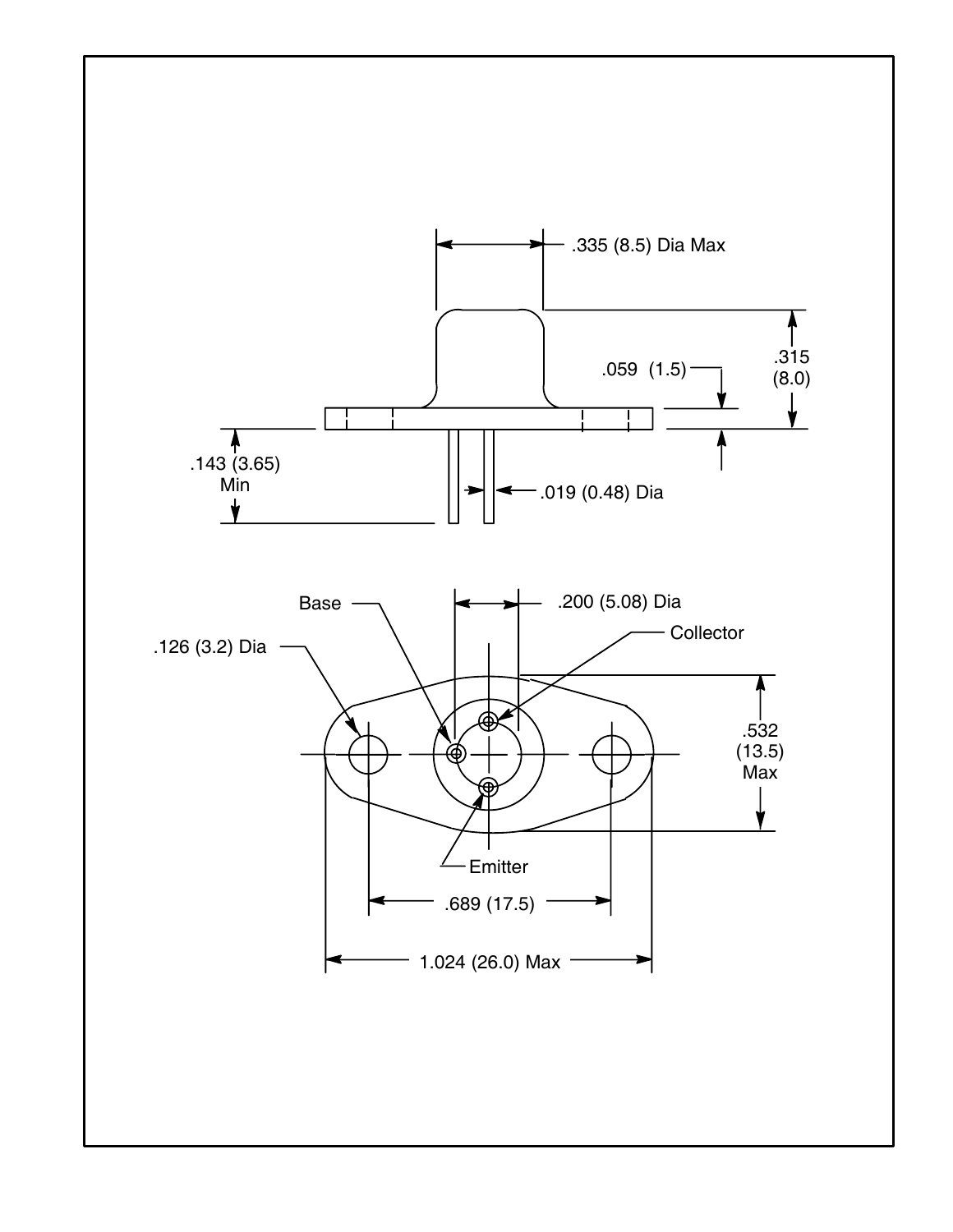.335 (8.5) Dia Max

.315
(8.0)

.059 (1.5)

.143 (3.65)
Min

.019 (0.48) Dia

Base

.200 (5.08) Dia

Collector

.126 (3.2) Dia

.532
(13.5)
Max

Emitter

.689 (17.5)

1.024 (26.0) Max